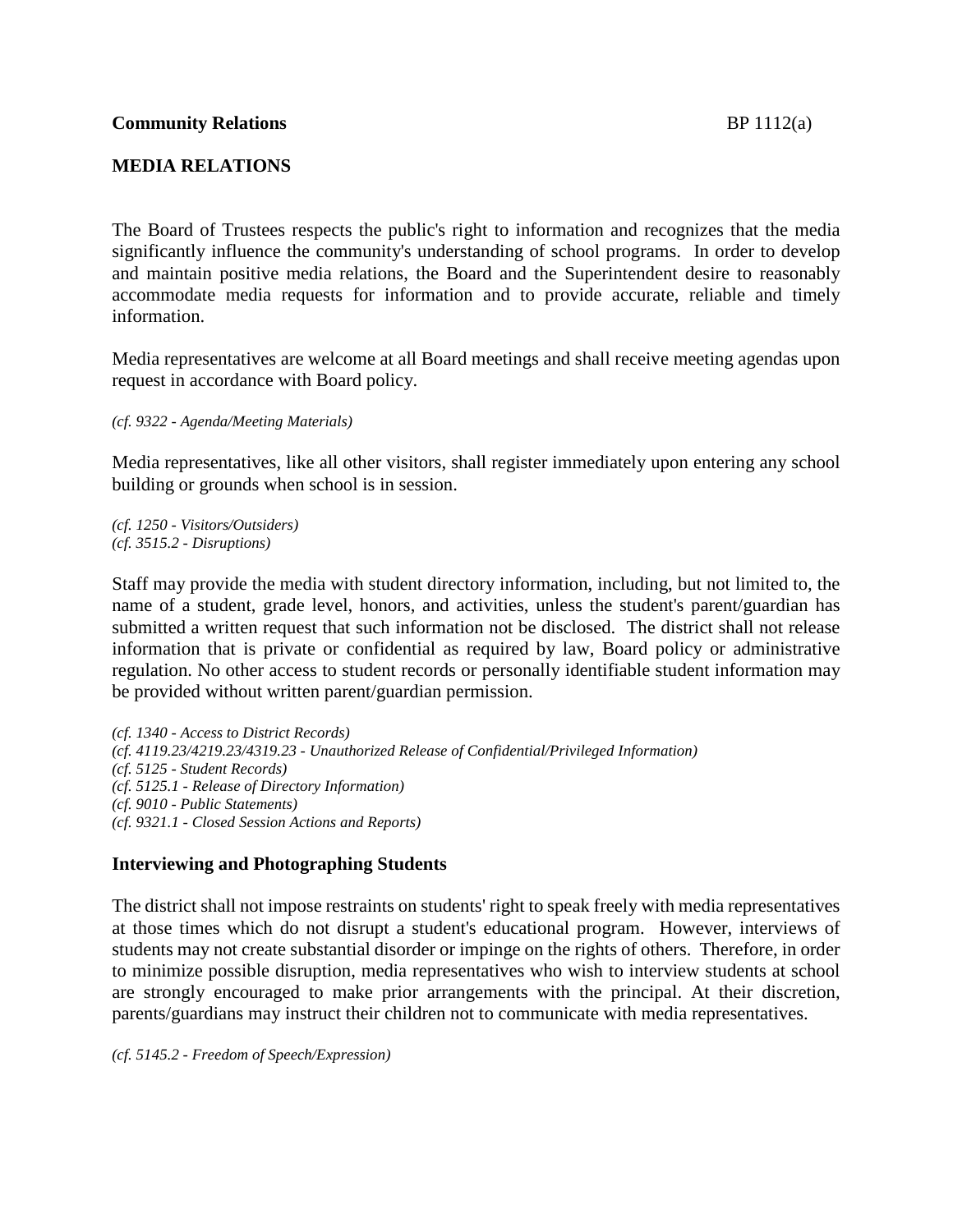**Community Relations** BP 1112(a)

## MEDIA RELATIONS

The Board of Trustees respects the public's right to information and recognizes that the media significantly influence the community's understanding of school programs. In order to develop and maintain positive media relations, the Board and the Superintendent desire to reasonably accommodate media requests for information and to provide accurate, reliable and timely information.

Media representatives are welcome at all Board meetings and shall receive meeting agendas upon request in accordance with Board policy.

*(cf. 9322 - Agenda/Meeting Materials)*

Media representatives, like all other visitors, shall register immediately upon entering any school building or grounds when school is in session.

*(cf. 1250 - Visitors/Outsiders)*
*(cf. 3515.2 - Disruptions)*

Staff may provide the media with student directory information, including, but not limited to, the name of a student, grade level, honors, and activities, unless the student's parent/guardian has submitted a written request that such information not be disclosed. The district shall not release information that is private or confidential as required by law, Board policy or administrative regulation. No other access to student records or personally identifiable student information may be provided without written parent/guardian permission.

*(cf. 1340 - Access to District Records)*
*(cf. 4119.23/4219.23/4319.23 - Unauthorized Release of Confidential/Privileged Information)*
*(cf. 5125 - Student Records)*
*(cf. 5125.1 - Release of Directory Information)*
*(cf. 9010 - Public Statements)*
*(cf. 9321.1 - Closed Session Actions and Reports)*

### Interviewing and Photographing Students

The district shall not impose restraints on students' right to speak freely with media representatives at those times which do not disrupt a student's educational program. However, interviews of students may not create substantial disorder or impinge on the rights of others. Therefore, in order to minimize possible disruption, media representatives who wish to interview students at school are strongly encouraged to make prior arrangements with the principal. At their discretion, parents/guardians may instruct their children not to communicate with media representatives.

*(cf. 5145.2 - Freedom of Speech/Expression)*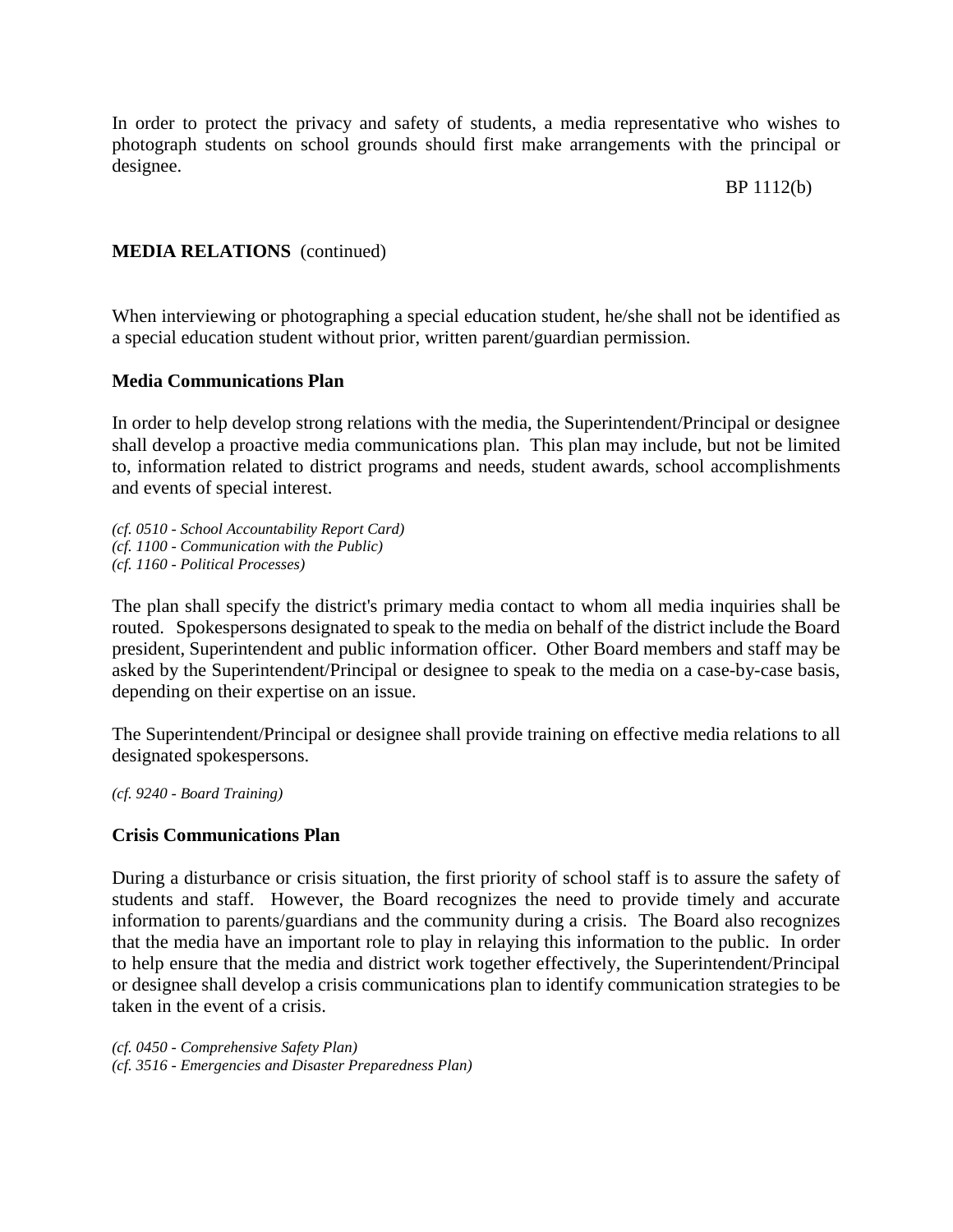In order to protect the privacy and safety of students, a media representative who wishes to photograph students on school grounds should first make arrangements with the principal or designee.

**MEDIA RELATIONS** (continued)

When interviewing or photographing a special education student, he/she shall not be identified as a special education student without prior, written parent/guardian permission.

**Media Communications Plan**

In order to help develop strong relations with the media, the Superintendent/Principal or designee shall develop a proactive media communications plan. This plan may include, but not be limited to, information related to district programs and needs, student awards, school accomplishments and events of special interest.

*(cf. 0510 - School Accountability Report Card)*
*(cf. 1100 - Communication with the Public)*
*(cf. 1160 - Political Processes)*

The plan shall specify the district's primary media contact to whom all media inquiries shall be routed. Spokespersons designated to speak to the media on behalf of the district include the Board president, Superintendent and public information officer. Other Board members and staff may be asked by the Superintendent/Principal or designee to speak to the media on a case-by-case basis, depending on their expertise on an issue.

The Superintendent/Principal or designee shall provide training on effective media relations to all designated spokespersons.

*(cf. 9240 - Board Training)*

**Crisis Communications Plan**

During a disturbance or crisis situation, the first priority of school staff is to assure the safety of students and staff. However, the Board recognizes the need to provide timely and accurate information to parents/guardians and the community during a crisis. The Board also recognizes that the media have an important role to play in relaying this information to the public. In order to help ensure that the media and district work together effectively, the Superintendent/Principal or designee shall develop a crisis communications plan to identify communication strategies to be taken in the event of a crisis.

*(cf. 0450 - Comprehensive Safety Plan)*
*(cf. 3516 - Emergencies and Disaster Preparedness Plan)*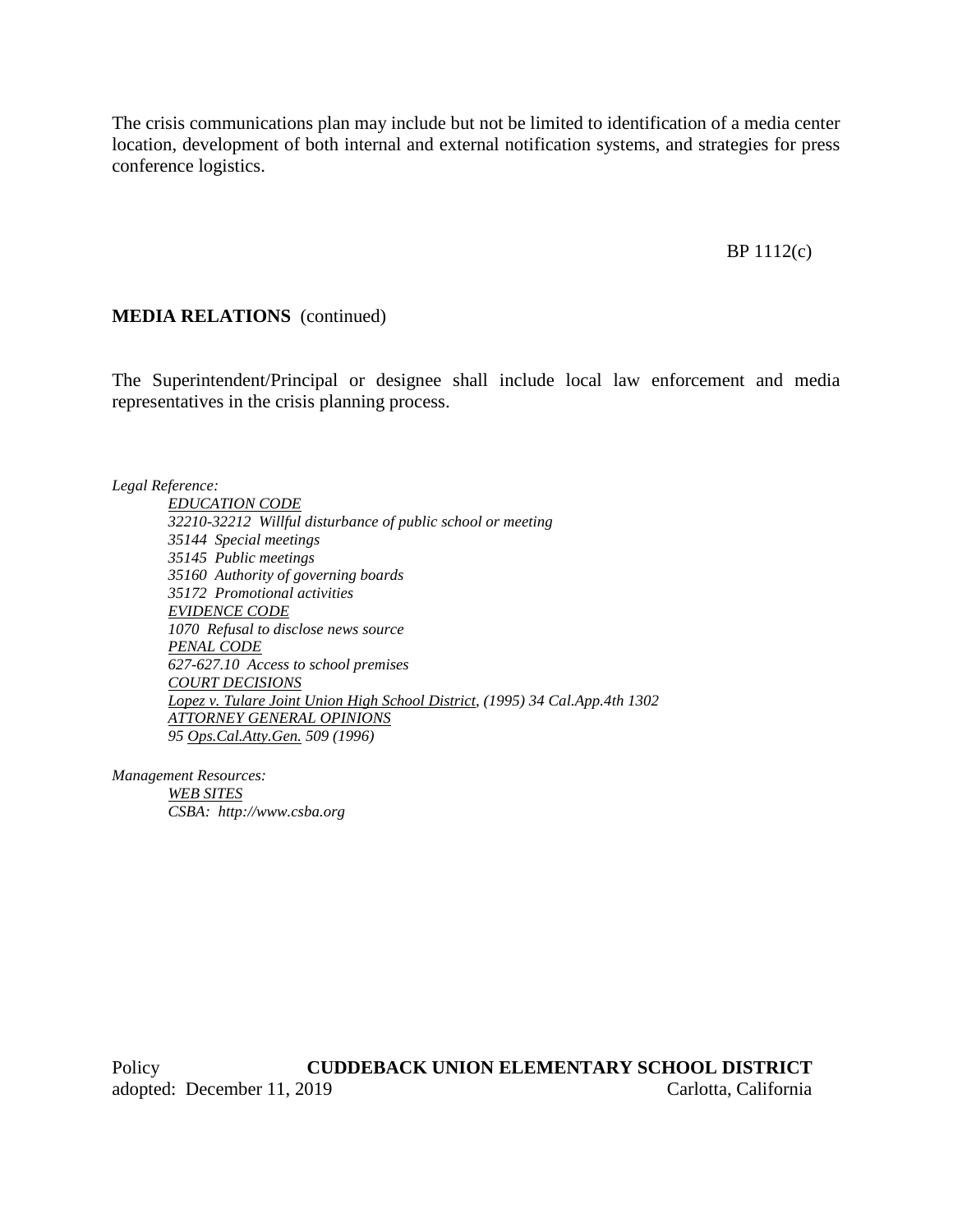The crisis communications plan may include but not be limited to identification of a media center location, development of both internal and external notification systems, and strategies for press conference logistics.

**MEDIA RELATIONS** (continued)

The Superintendent/Principal or designee shall include local law enforcement and media representatives in the crisis planning process.

*Legal Reference:*

*EDUCATION CODE*
*32210-32212 Willful disturbance of public school or meeting*
*35144 Special meetings*
*35145 Public meetings*
*35160 Authority of governing boards*
*35172 Promotional activities*
*EVIDENCE CODE*
*1070 Refusal to disclose news source*
*PENAL CODE*
*627-627.10 Access to school premises*
*COURT DECISIONS*
*Lopez v. Tulare Joint Union High School District, (1995) 34 Cal.App.4th 1302*
*ATTORNEY GENERAL OPINIONS*
*95 Ops.Cal.Atty.Gen. 509 (1996)*

*Management Resources:*

*WEB SITES*
*CSBA: http://www.csba.org*

Policy adopted: December 11, 2019

**CUDDEBACK UNION ELEMENTARY SCHOOL DISTRICT**
Carlotta, California